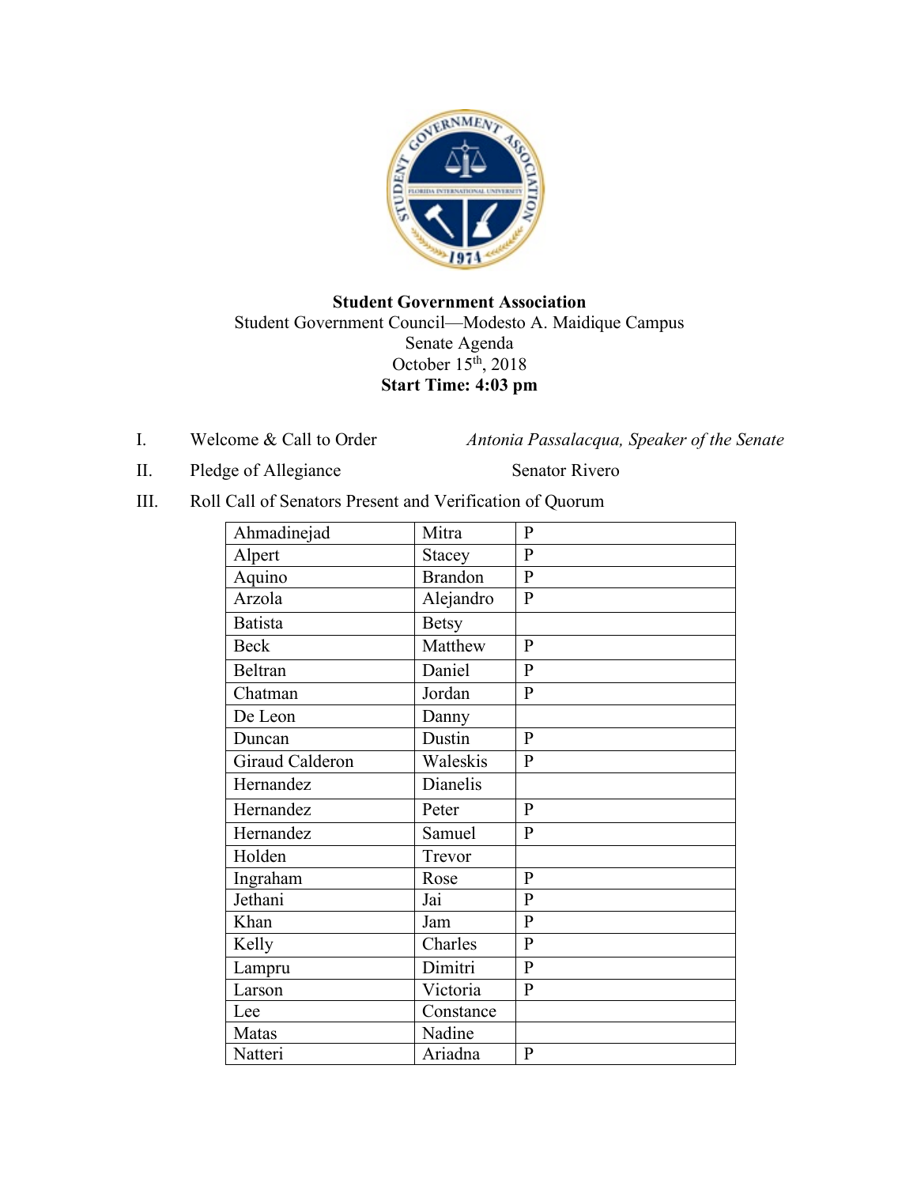**Student Government Association**
Student Government Council—Modesto A. Maidique Campus
Senate Agenda
October 15th, 2018
**Start Time: 4:03 pm**

I. Welcome & Call to Order — *Antonia Passalacqua, Speaker of the Senate*

II. Pledge of Allegiance — Senator Rivero

III. Roll Call of Senators Present and Verification of Quorum

| | | |
|---|---|---|
| Ahmadinejad | Mitra | P |
| Alpert | Stacey | P |
| Aquino | Brandon | P |
| Arzola | Alejandro | P |
| Batista | Betsy | |
| Beck | Matthew | P |
| Beltran | Daniel | P |
| Chatman | Jordan | P |
| De Leon | Danny | |
| Duncan | Dustin | P |
| Giraud Calderon | Waleskis | P |
| Hernandez | Dianelis | |
| Hernandez | Peter | P |
| Hernandez | Samuel | P |
| Holden | Trevor | |
| Ingraham | Rose | P |
| Jethani | Jai | P |
| Khan | Jam | P |
| Kelly | Charles | P |
| Lampru | Dimitri | P |
| Larson | Victoria | P |
| Lee | Constance | |
| Matas | Nadine | |
| Natteri | Ariadna | P |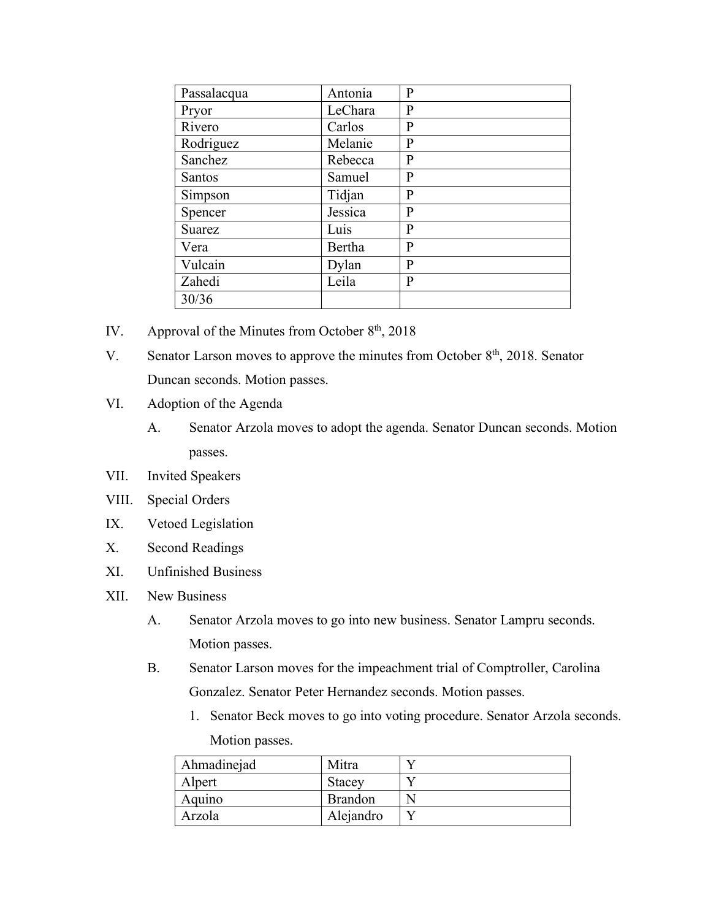| Passalacqua | Antonia | P |
|---|---|---|
| Pryor | LeChara | P |
| Rivero | Carlos | P |
| Rodriguez | Melanie | P |
| Sanchez | Rebecca | P |
| Santos | Samuel | P |
| Simpson | Tidjan | P |
| Spencer | Jessica | P |
| Suarez | Luis | P |
| Vera | Bertha | P |
| Vulcain | Dylan | P |
| Zahedi | Leila | P |
| 30/36 | | |

IV. Approval of the Minutes from October 8th, 2018

V. Senator Larson moves to approve the minutes from October 8th, 2018. Senator Duncan seconds. Motion passes.

VI. Adoption of the Agenda

  A. Senator Arzola moves to adopt the agenda. Senator Duncan seconds. Motion passes.

VII. Invited Speakers

VIII. Special Orders

IX. Vetoed Legislation

X. Second Readings

XI. Unfinished Business

XII. New Business

  A. Senator Arzola moves to go into new business. Senator Lampru seconds. Motion passes.

  B. Senator Larson moves for the impeachment trial of Comptroller, Carolina Gonzalez. Senator Peter Hernandez seconds. Motion passes.

    1. Senator Beck moves to go into voting procedure. Senator Arzola seconds. Motion passes.

| Ahmadinejad | Mitra | Y |
|---|---|---|
| Alpert | Stacey | Y |
| Aquino | Brandon | N |
| Arzola | Alejandro | Y |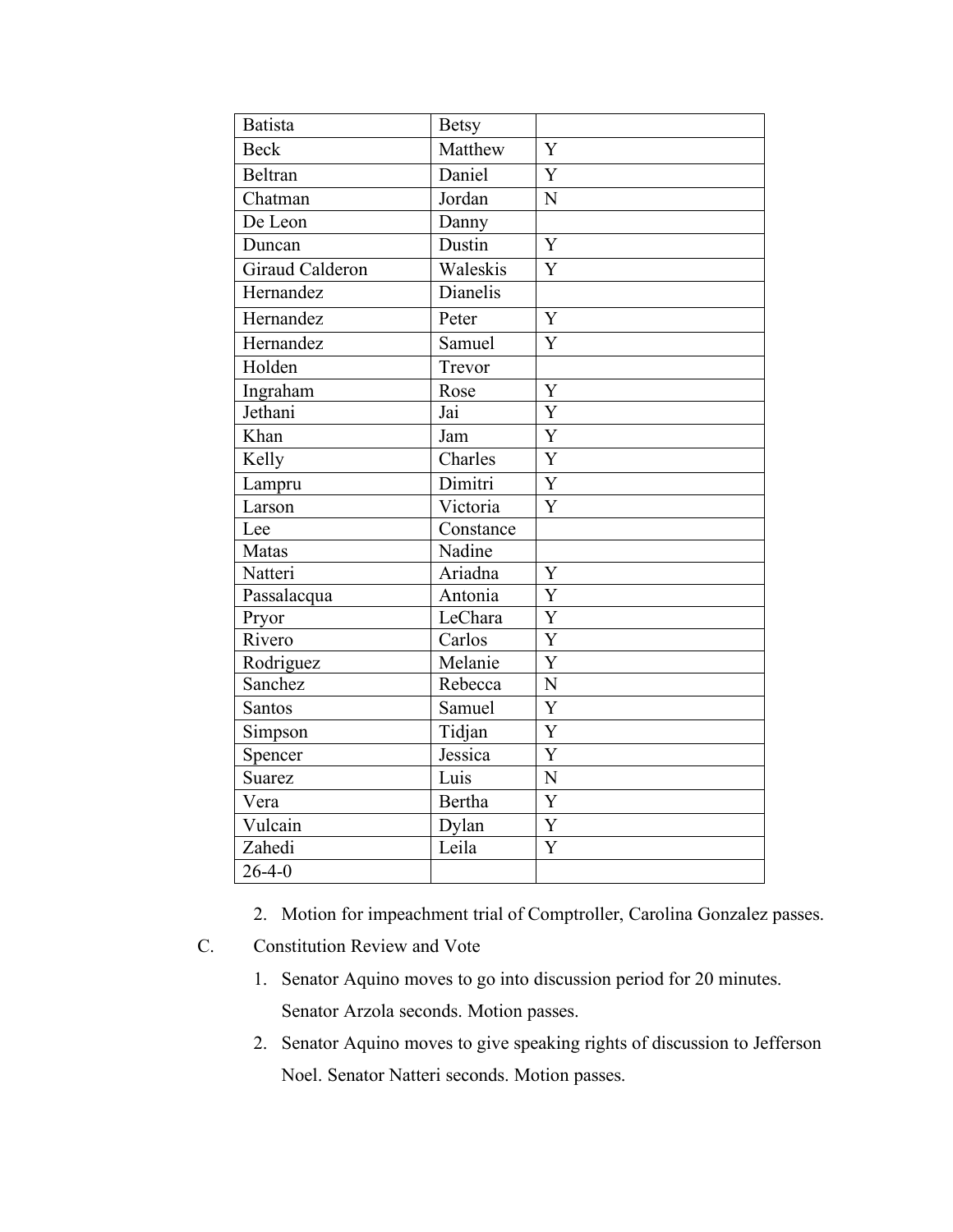| Batista | Betsy | |
|---|---|---|
| Beck | Matthew | Y |
| Beltran | Daniel | Y |
| Chatman | Jordan | N |
| De Leon | Danny | |
| Duncan | Dustin | Y |
| Giraud Calderon | Waleskis | Y |
| Hernandez | Dianelis | |
| Hernandez | Peter | Y |
| Hernandez | Samuel | Y |
| Holden | Trevor | |
| Ingraham | Rose | Y |
| Jethani | Jai | Y |
| Khan | Jam | Y |
| Kelly | Charles | Y |
| Lampru | Dimitri | Y |
| Larson | Victoria | Y |
| Lee | Constance | |
| Matas | Nadine | |
| Natteri | Ariadna | Y |
| Passalacqua | Antonia | Y |
| Pryor | LeChara | Y |
| Rivero | Carlos | Y |
| Rodriguez | Melanie | Y |
| Sanchez | Rebecca | N |
| Santos | Samuel | Y |
| Simpson | Tidjan | Y |
| Spencer | Jessica | Y |
| Suarez | Luis | N |
| Vera | Bertha | Y |
| Vulcain | Dylan | Y |
| Zahedi | Leila | Y |
| 26-4-0 | | |

2. Motion for impeachment trial of Comptroller, Carolina Gonzalez passes.

C. Constitution Review and Vote

1. Senator Aquino moves to go into discussion period for 20 minutes. Senator Arzola seconds. Motion passes.
2. Senator Aquino moves to give speaking rights of discussion to Jefferson Noel. Senator Natteri seconds. Motion passes.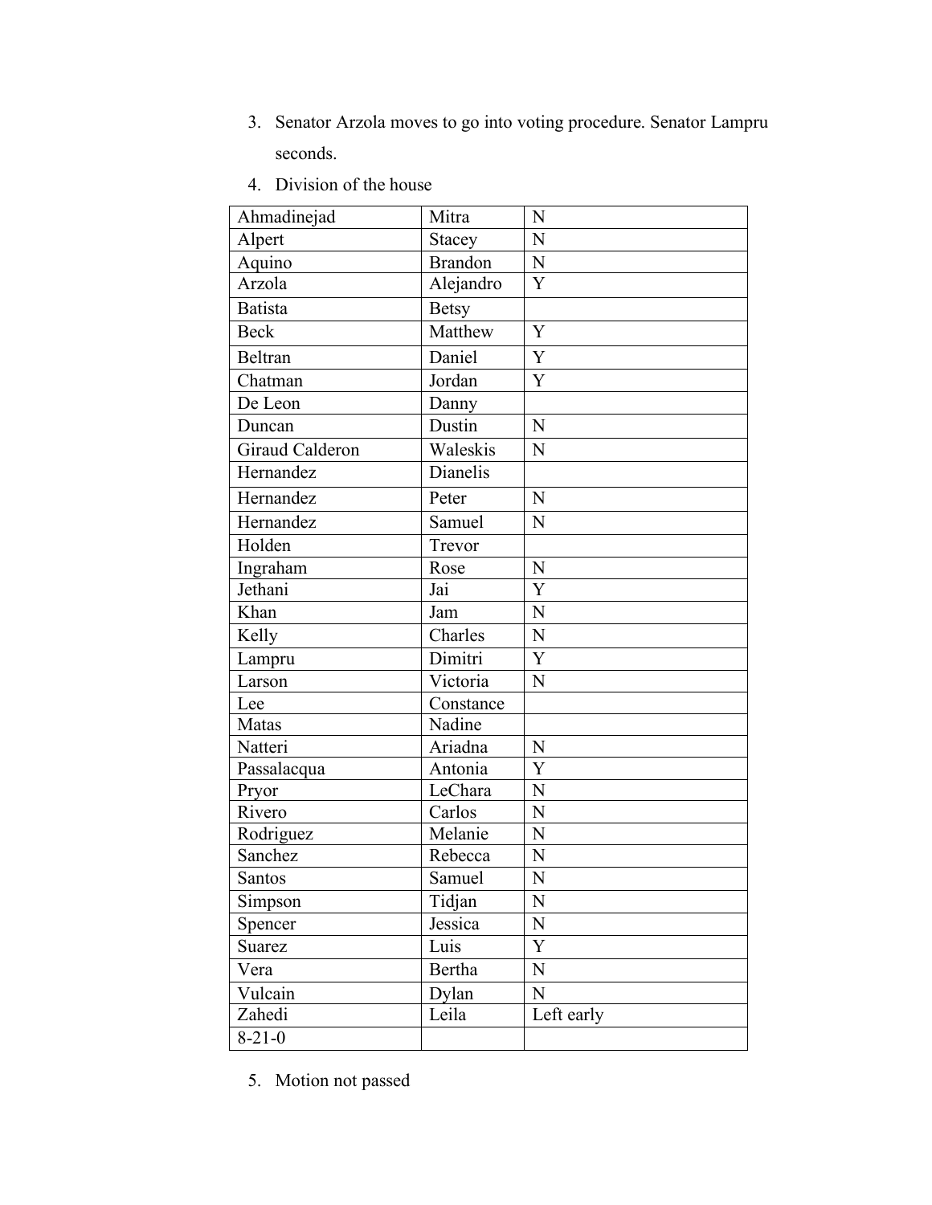3. Senator Arzola moves to go into voting procedure. Senator Lampru seconds.
4. Division of the house

| Ahmadinejad | Mitra | N |
|---|---|---|
| Alpert | Stacey | N |
| Aquino | Brandon | N |
| Arzola | Alejandro | Y |
| Batista | Betsy | |
| Beck | Matthew | Y |
| Beltran | Daniel | Y |
| Chatman | Jordan | Y |
| De Leon | Danny | |
| Duncan | Dustin | N |
| Giraud Calderon | Waleskis | N |
| Hernandez | Dianelis | |
| Hernandez | Peter | N |
| Hernandez | Samuel | N |
| Holden | Trevor | |
| Ingraham | Rose | N |
| Jethani | Jai | Y |
| Khan | Jam | N |
| Kelly | Charles | N |
| Lampru | Dimitri | Y |
| Larson | Victoria | N |
| Lee | Constance | |
| Matas | Nadine | |
| Natteri | Ariadna | N |
| Passalacqua | Antonia | Y |
| Pryor | LeChara | N |
| Rivero | Carlos | N |
| Rodriguez | Melanie | N |
| Sanchez | Rebecca | N |
| Santos | Samuel | N |
| Simpson | Tidjan | N |
| Spencer | Jessica | N |
| Suarez | Luis | Y |
| Vera | Bertha | N |
| Vulcain | Dylan | N |
| Zahedi | Leila | Left early |
| 8-21-0 | | |

5. Motion not passed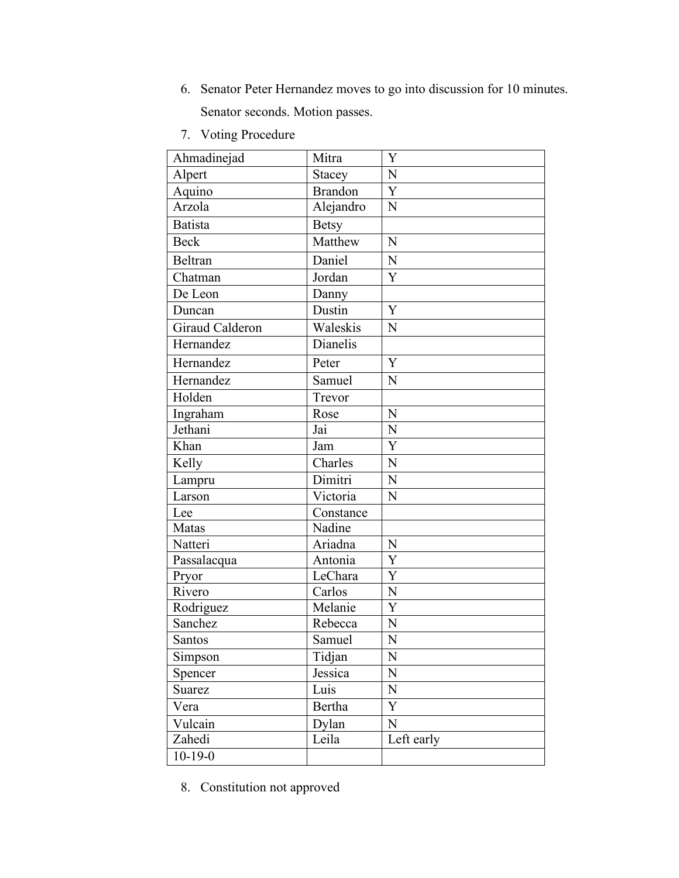6. Senator Peter Hernandez moves to go into discussion for 10 minutes. Senator seconds. Motion passes.
7. Voting Procedure

| | | |
|---|---|---|
| Ahmadinejad | Mitra | Y |
| Alpert | Stacey | N |
| Aquino | Brandon | Y |
| Arzola | Alejandro | N |
| Batista | Betsy | |
| Beck | Matthew | N |
| Beltran | Daniel | N |
| Chatman | Jordan | Y |
| De Leon | Danny | |
| Duncan | Dustin | Y |
| Giraud Calderon | Waleskis | N |
| Hernandez | Dianelis | |
| Hernandez | Peter | Y |
| Hernandez | Samuel | N |
| Holden | Trevor | |
| Ingraham | Rose | N |
| Jethani | Jai | N |
| Khan | Jam | Y |
| Kelly | Charles | N |
| Lampru | Dimitri | N |
| Larson | Victoria | N |
| Lee | Constance | |
| Matas | Nadine | |
| Natteri | Ariadna | N |
| Passalacqua | Antonia | Y |
| Pryor | LeChara | Y |
| Rivero | Carlos | N |
| Rodriguez | Melanie | Y |
| Sanchez | Rebecca | N |
| Santos | Samuel | N |
| Simpson | Tidjan | N |
| Spencer | Jessica | N |
| Suarez | Luis | N |
| Vera | Bertha | Y |
| Vulcain | Dylan | N |
| Zahedi | Leila | Left early |
| 10-19-0 | | |

8. Constitution not approved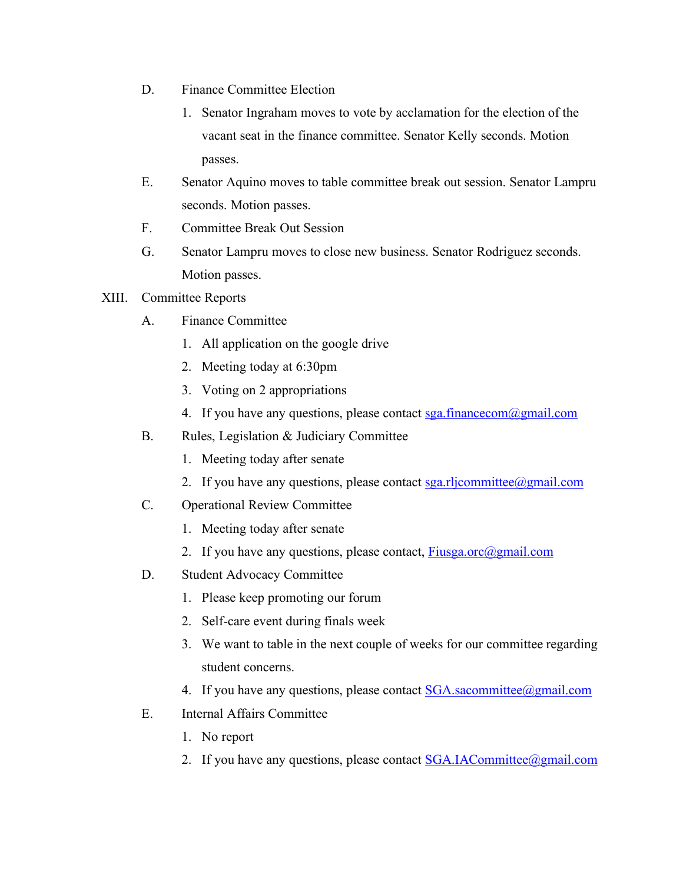D. Finance Committee Election

1. Senator Ingraham moves to vote by acclamation for the election of the vacant seat in the finance committee. Senator Kelly seconds. Motion passes.

E. Senator Aquino moves to table committee break out session. Senator Lampru seconds. Motion passes.

F. Committee Break Out Session

G. Senator Lampru moves to close new business. Senator Rodriguez seconds. Motion passes.

XIII. Committee Reports

A. Finance Committee

1. All application on the google drive
2. Meeting today at 6:30pm
3. Voting on 2 appropriations
4. If you have any questions, please contact sga.financecom@gmail.com

B. Rules, Legislation & Judiciary Committee

1. Meeting today after senate
2. If you have any questions, please contact sga.rljcommittee@gmail.com

C. Operational Review Committee

1. Meeting today after senate
2. If you have any questions, please contact, Fiusga.orc@gmail.com

D. Student Advocacy Committee

1. Please keep promoting our forum
2. Self-care event during finals week
3. We want to table in the next couple of weeks for our committee regarding student concerns.
4. If you have any questions, please contact SGA.sacommittee@gmail.com

E. Internal Affairs Committee

1. No report
2. If you have any questions, please contact SGA.IACommittee@gmail.com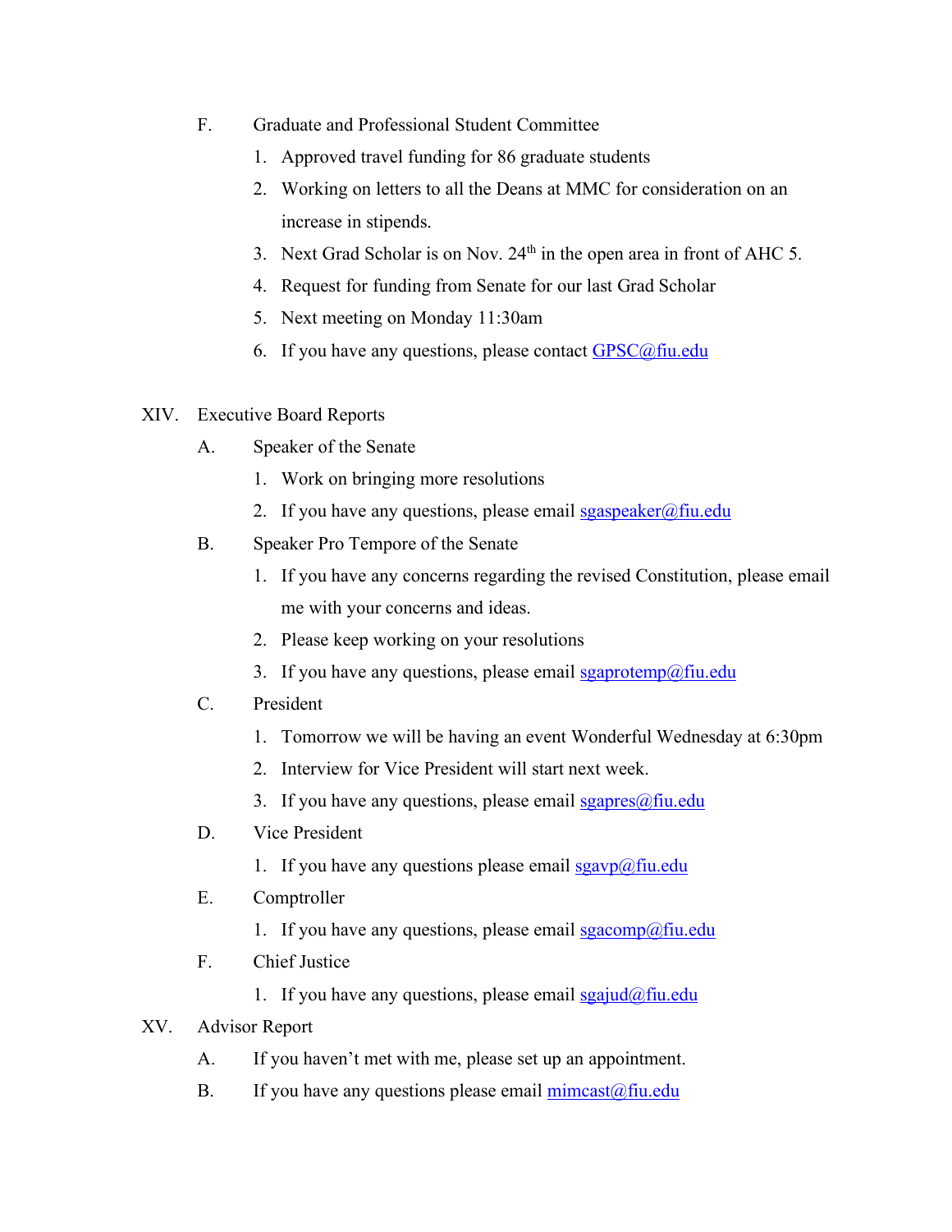F. Graduate and Professional Student Committee

1. Approved travel funding for 86 graduate students
2. Working on letters to all the Deans at MMC for consideration on an increase in stipends.
3. Next Grad Scholar is on Nov. 24th in the open area in front of AHC 5.
4. Request for funding from Senate for our last Grad Scholar
5. Next meeting on Monday 11:30am
6. If you have any questions, please contact GPSC@fiu.edu

XIV. Executive Board Reports

A. Speaker of the Senate

1. Work on bringing more resolutions
2. If you have any questions, please email sgaspeaker@fiu.edu

B. Speaker Pro Tempore of the Senate

1. If you have any concerns regarding the revised Constitution, please email me with your concerns and ideas.
2. Please keep working on your resolutions
3. If you have any questions, please email sgaprotemp@fiu.edu

C. President

1. Tomorrow we will be having an event Wonderful Wednesday at 6:30pm
2. Interview for Vice President will start next week.
3. If you have any questions, please email sgapres@fiu.edu

D. Vice President

1. If you have any questions please email sgavp@fiu.edu

E. Comptroller

1. If you have any questions, please email sgacomp@fiu.edu

F. Chief Justice

1. If you have any questions, please email sgajud@fiu.edu

XV. Advisor Report

A. If you haven't met with me, please set up an appointment.

B. If you have any questions please email mimcast@fiu.edu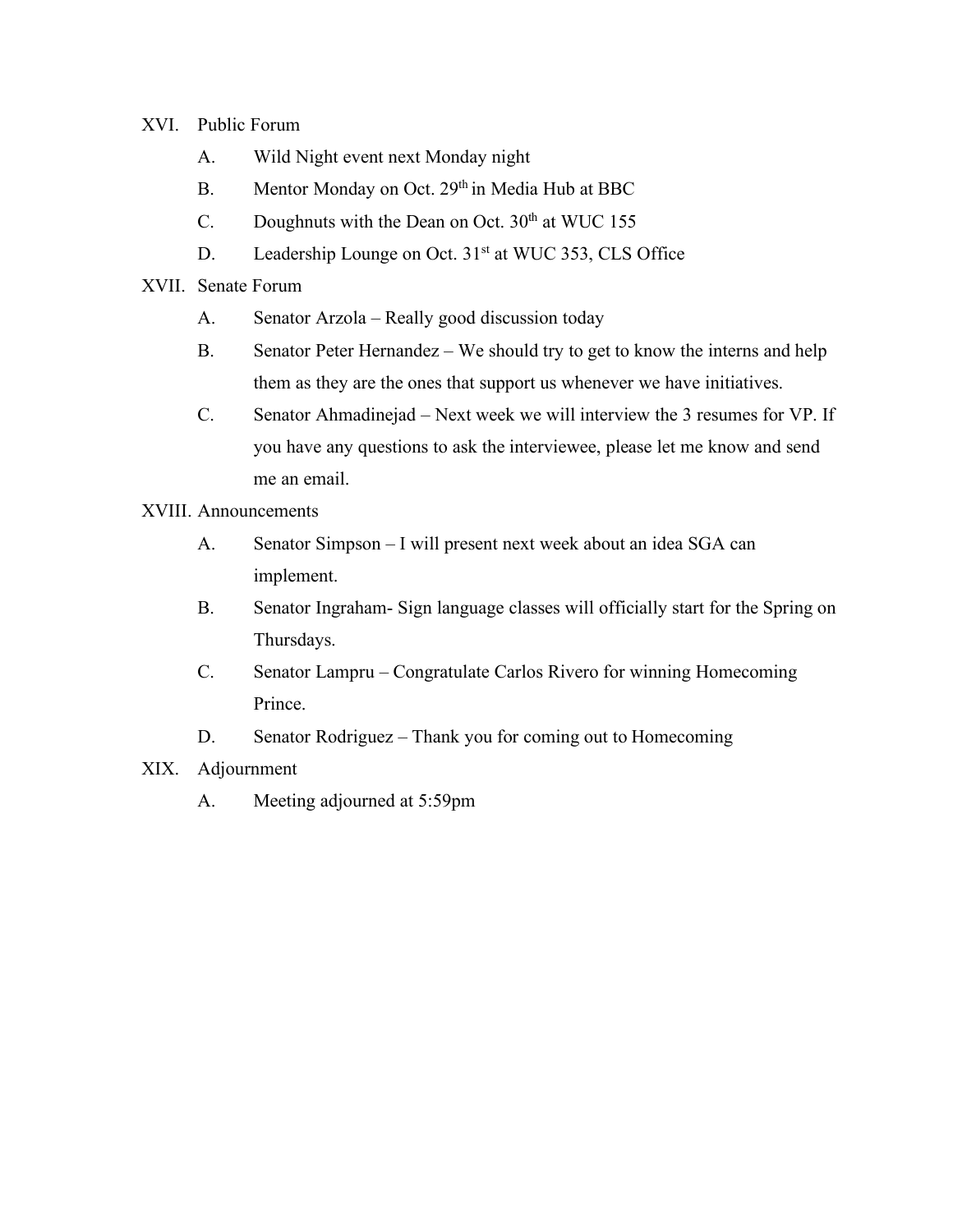XVI. Public Forum

A. Wild Night event next Monday night

B. Mentor Monday on Oct. 29th in Media Hub at BBC

C. Doughnuts with the Dean on Oct. 30th at WUC 155

D. Leadership Lounge on Oct. 31st at WUC 353, CLS Office

XVII. Senate Forum

A. Senator Arzola – Really good discussion today

B. Senator Peter Hernandez – We should try to get to know the interns and help them as they are the ones that support us whenever we have initiatives.

C. Senator Ahmadinejad – Next week we will interview the 3 resumes for VP. If you have any questions to ask the interviewee, please let me know and send me an email.

XVIII. Announcements

A. Senator Simpson – I will present next week about an idea SGA can implement.

B. Senator Ingraham- Sign language classes will officially start for the Spring on Thursdays.

C. Senator Lampru – Congratulate Carlos Rivero for winning Homecoming Prince.

D. Senator Rodriguez – Thank you for coming out to Homecoming

XIX. Adjournment

A. Meeting adjourned at 5:59pm